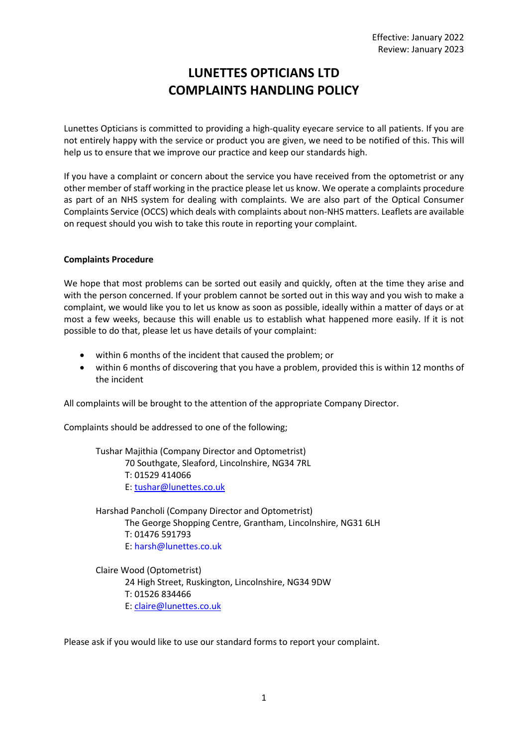Effective: January 2022
Review: January 2023

# LUNETTES OPTICIANS LTD
# COMPLAINTS HANDLING POLICY

Lunettes Opticians is committed to providing a high-quality eyecare service to all patients. If you are not entirely happy with the service or product you are given, we need to be notified of this. This will help us to ensure that we improve our practice and keep our standards high.

If you have a complaint or concern about the service you have received from the optometrist or any other member of staff working in the practice please let us know. We operate a complaints procedure as part of an NHS system for dealing with complaints. We are also part of the Optical Consumer Complaints Service (OCCS) which deals with complaints about non-NHS matters. Leaflets are available on request should you wish to take this route in reporting your complaint.

**Complaints Procedure**

We hope that most problems can be sorted out easily and quickly, often at the time they arise and with the person concerned. If your problem cannot be sorted out in this way and you wish to make a complaint, we would like you to let us know as soon as possible, ideally within a matter of days or at most a few weeks, because this will enable us to establish what happened more easily. If it is not possible to do that, please let us have details of your complaint:

- within 6 months of the incident that caused the problem; or
- within 6 months of discovering that you have a problem, provided this is within 12 months of the incident

All complaints will be brought to the attention of the appropriate Company Director.

Complaints should be addressed to one of the following;

Tushar Majithia (Company Director and Optometrist)
70 Southgate, Sleaford, Lincolnshire, NG34 7RL
T: 01529 414066
E: tushar@lunettes.co.uk

Harshad Pancholi (Company Director and Optometrist)
The George Shopping Centre, Grantham, Lincolnshire, NG31 6LH
T: 01476 591793
E: harsh@lunettes.co.uk

Claire Wood (Optometrist)
24 High Street, Ruskington, Lincolnshire, NG34 9DW
T: 01526 834466
E: claire@lunettes.co.uk

Please ask if you would like to use our standard forms to report your complaint.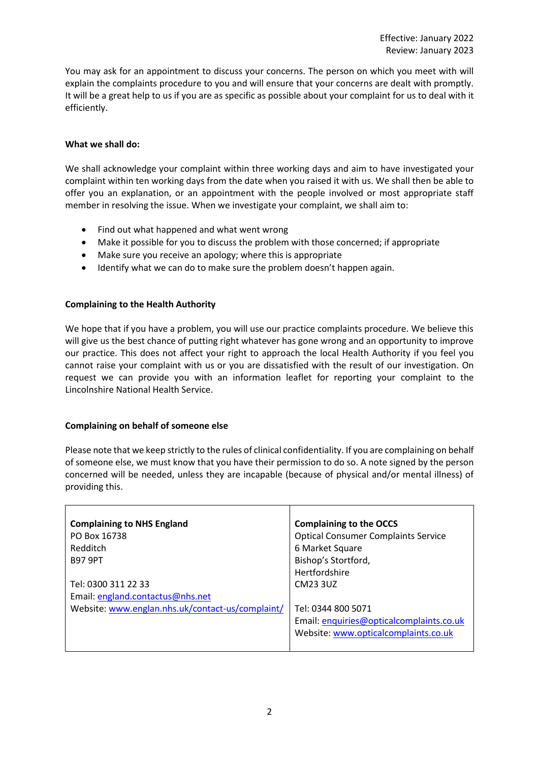Effective: January 2022
Review: January 2023

You may ask for an appointment to discuss your concerns. The person on which you meet with will explain the complaints procedure to you and will ensure that your concerns are dealt with promptly. It will be a great help to us if you are as specific as possible about your complaint for us to deal with it efficiently.

**What we shall do:**

We shall acknowledge your complaint within three working days and aim to have investigated your complaint within ten working days from the date when you raised it with us. We shall then be able to offer you an explanation, or an appointment with the people involved or most appropriate staff member in resolving the issue. When we investigate your complaint, we shall aim to:

- Find out what happened and what went wrong
- Make it possible for you to discuss the problem with those concerned; if appropriate
- Make sure you receive an apology; where this is appropriate
- Identify what we can do to make sure the problem doesn't happen again.

**Complaining to the Health Authority**

We hope that if you have a problem, you will use our practice complaints procedure. We believe this will give us the best chance of putting right whatever has gone wrong and an opportunity to improve our practice. This does not affect your right to approach the local Health Authority if you feel you cannot raise your complaint with us or you are dissatisfied with the result of our investigation. On request we can provide you with an information leaflet for reporting your complaint to the Lincolnshire National Health Service.

**Complaining on behalf of someone else**

Please note that we keep strictly to the rules of clinical confidentiality. If you are complaining on behalf of someone else, we must know that you have their permission to do so. A note signed by the person concerned will be needed, unless they are incapable (because of physical and/or mental illness) of providing this.

| | |
|---|---|
| **Complaining to NHS England**<br>PO Box 16738<br>Redditch<br>B97 9PT<br><br>Tel: 0300 311 22 33<br>Email: england.contactus@nhs.net<br>Website: www.englan.nhs.uk/contact-us/complaint/ | **Complaining to the OCCS**<br>Optical Consumer Complaints Service<br>6 Market Square<br>Bishop's Stortford,<br>Hertfordshire<br>CM23 3UZ<br><br>Tel: 0344 800 5071<br>Email: enquiries@opticalcomplaints.co.uk<br>Website: www.opticalcomplaints.co.uk |